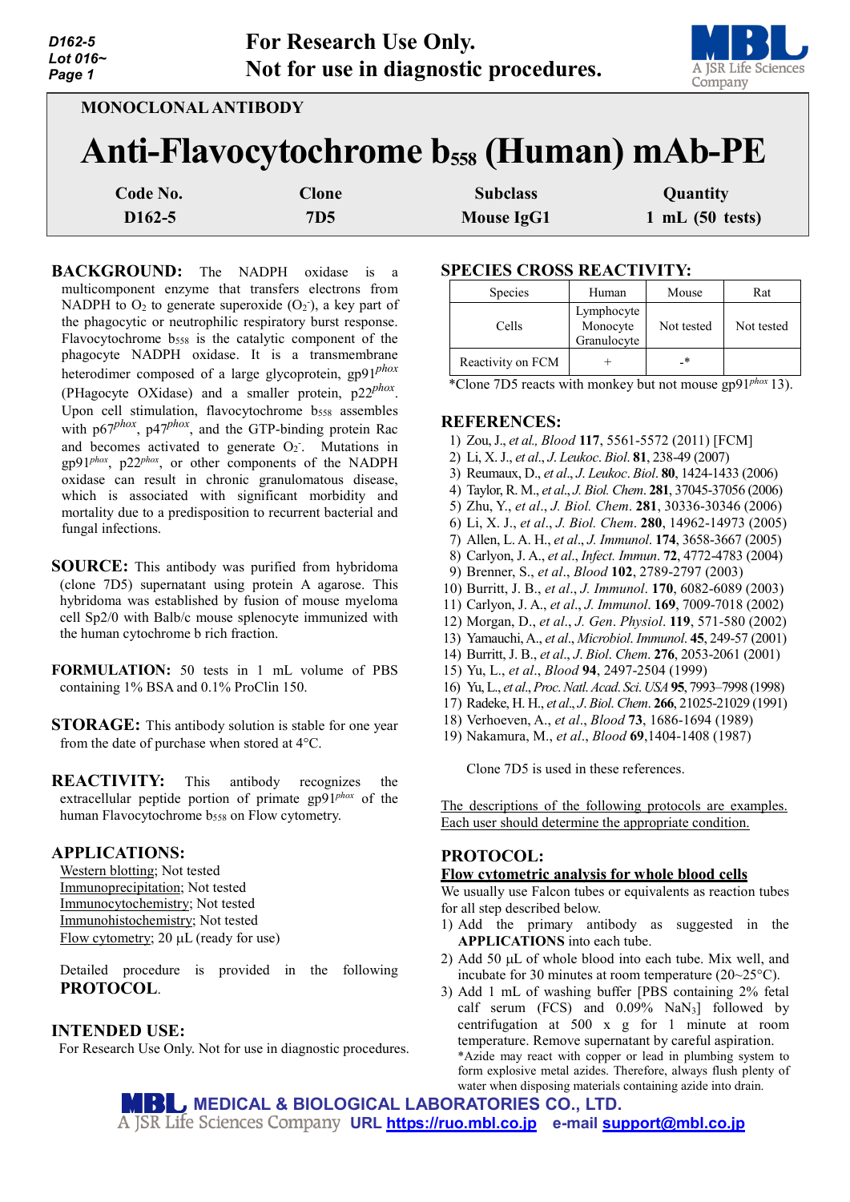**For Research Use Only.**
**Not for use in diagnostic procedures.**

MONOCLONAL ANTIBODY

# Anti-Flavocytochrome $b_{558}$ (Human) mAb-PE

| Code No. | Clone | Subclass | Quantity |
|---|---|---|---|
| D162-5 | 7D5 | Mouse IgG1 | 1 mL (50 tests) |

## BACKGROUND:

The NADPH oxidase is a multicomponent enzyme that transfers electrons from NADPH to $O_2$ to generate superoxide ($O_2^-$), a key part of the phagocytic or neutrophilic respiratory burst response. Flavocytochrome $b_{558}$ is the catalytic component of the phagocyte NADPH oxidase. It is a transmembrane heterodimer composed of a large glycoprotein, gp91*phox* (PHagocyte OXidase) and a smaller protein, p22*phox*. Upon cell stimulation, flavocytochrome $b_{558}$ assembles with p67*phox*, p47*phox*, and the GTP-binding protein Rac and becomes activated to generate $O_2^-$. Mutations in gp91*phox*, p22*phox*, or other components of the NADPH oxidase can result in chronic granulomatous disease, which is associated with significant morbidity and mortality due to a predisposition to recurrent bacterial and fungal infections.

## SOURCE:

This antibody was purified from hybridoma (clone 7D5) supernatant using protein A agarose. This hybridoma was established by fusion of mouse myeloma cell Sp2/0 with Balb/c mouse splenocyte immunized with the human cytochrome b rich fraction.

## FORMULATION:

50 tests in 1 mL volume of PBS containing 1% BSA and 0.1% ProClin 150.

## STORAGE:

This antibody solution is stable for one year from the date of purchase when stored at 4°C.

## REACTIVITY:

This antibody recognizes the extracellular peptide portion of primate gp91*phox* of the human Flavocytochrome $b_{558}$ on Flow cytometry.

## APPLICATIONS:

Western blotting; Not tested
Immunoprecipitation; Not tested
Immunocytochemistry; Not tested
Immunohistochemistry; Not tested
Flow cytometry; 20 µL (ready for use)

Detailed procedure is provided in the following **PROTOCOL**.

## INTENDED USE:

For Research Use Only. Not for use in diagnostic procedures.

## SPECIES CROSS REACTIVITY:

| Species | Human | Mouse | Rat |
|---|---|---|---|
| Cells | Lymphocyte Monocyte Granulocyte | Not tested | Not tested |
| Reactivity on FCM | + | -* | |

*Clone 7D5 reacts with monkey but not mouse gp91*phox* 13).

## REFERENCES:

1) Zou, J., *et al., Blood* **117**, 5561-5572 (2011) [FCM]
2) Li, X. J., *et al., J. Leukoc. Biol.* **81**, 238-49 (2007)
3) Reumaux, D., *et al., J. Leukoc. Biol.* **80**, 1424-1433 (2006)
4) Taylor, R. M., *et al., J. Biol. Chem.* **281**, 37045-37056 (2006)
5) Zhu, Y., *et al., J. Biol. Chem.* **281**, 30336-30346 (2006)
6) Li, X. J., *et al., J. Biol. Chem.* **280**, 14962-14973 (2005)
7) Allen, L. A. H., *et al., J. Immunol.* **174**, 3658-3667 (2005)
8) Carlyon, J. A., *et al., Infect. Immun.* **72**, 4772-4783 (2004)
9) Brenner, S., *et al., Blood* **102**, 2789-2797 (2003)
10) Burritt, J. B., *et al., J. Immunol.* **170**, 6082-6089 (2003)
11) Carlyon, J. A., *et al., J. Immunol.* **169**, 7009-7018 (2002)
12) Morgan, D., *et al., J. Gen. Physiol.* **119**, 571-580 (2002)
13) Yamauchi, A., *et al., Microbiol. Immunol.* **45**, 249-57 (2001)
14) Burritt, J. B., *et al., J. Biol. Chem.* **276**, 2053-2061 (2001)
15) Yu, L., *et al., Blood* **94**, 2497-2504 (1999)
16) Yu, L., *et al., Proc. Natl. Acad. Sci. USA* **95**, 7993–7998 (1998)
17) Radeke, H. H., *et al., J. Biol. Chem.* **266**, 21025-21029 (1991)
18) Verhoeven, A., *et al., Blood* **73**, 1686-1694 (1989)
19) Nakamura, M., *et al., Blood* **69**,1404-1408 (1987)

Clone 7D5 is used in these references.

The descriptions of the following protocols are examples. Each user should determine the appropriate condition.

## PROTOCOL:

### Flow cytometric analysis for whole blood cells

We usually use Falcon tubes or equivalents as reaction tubes for all step described below.

1) Add the primary antibody as suggested in the **APPLICATIONS** into each tube.
2) Add 50 µL of whole blood into each tube. Mix well, and incubate for 30 minutes at room temperature (20~25°C).
3) Add 1 mL of washing buffer [PBS containing 2% fetal calf serum (FCS) and 0.09% $NaN_3$] followed by centrifugation at 500 x g for 1 minute at room temperature. Remove supernatant by careful aspiration.
   *Azide may react with copper or lead in plumbing system to form explosive metal azides. Therefore, always flush plenty of water when disposing materials containing azide into drain.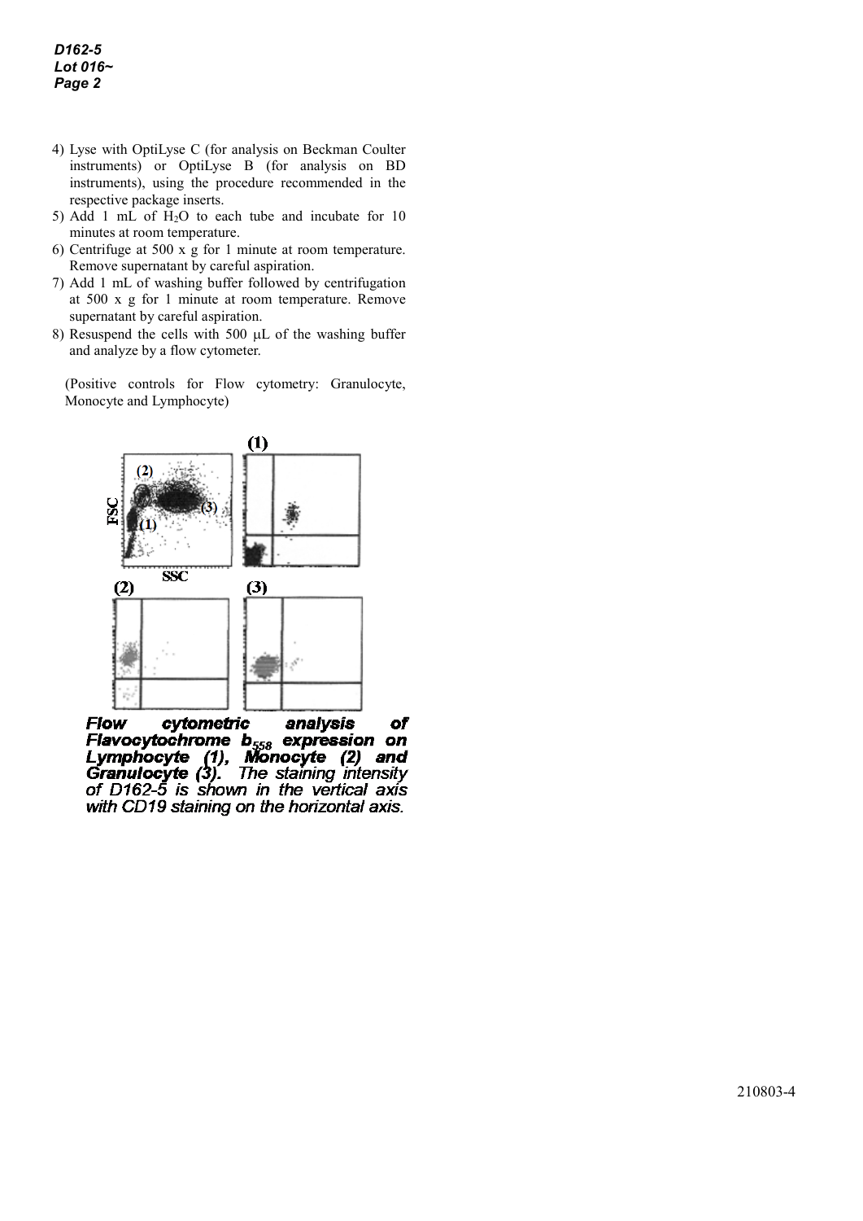4) Lyse with OptiLyse C (for analysis on Beckman Coulter instruments) or OptiLyse B (for analysis on BD instruments), using the procedure recommended in the respective package inserts.
5) Add 1 mL of $H_2O$ to each tube and incubate for 10 minutes at room temperature.
6) Centrifuge at 500 x g for 1 minute at room temperature. Remove supernatant by careful aspiration.
7) Add 1 mL of washing buffer followed by centrifugation at 500 x g for 1 minute at room temperature. Remove supernatant by careful aspiration.
8) Resuspend the cells with 500 μL of the washing buffer and analyze by a flow cytometer.

(Positive controls for Flow cytometry: Granulocyte, Monocyte and Lymphocyte)

(1)
(2)
(3)
FSC
SSC

***Flow cytometric analysis of Flavocytochrome $b_{558}$ expression on Lymphocyte (1), Monocyte (2) and Granulocyte (3).*** *The staining intensity of D162-5 is shown in the vertical axis with CD19 staining on the horizontal axis.*

210803-4